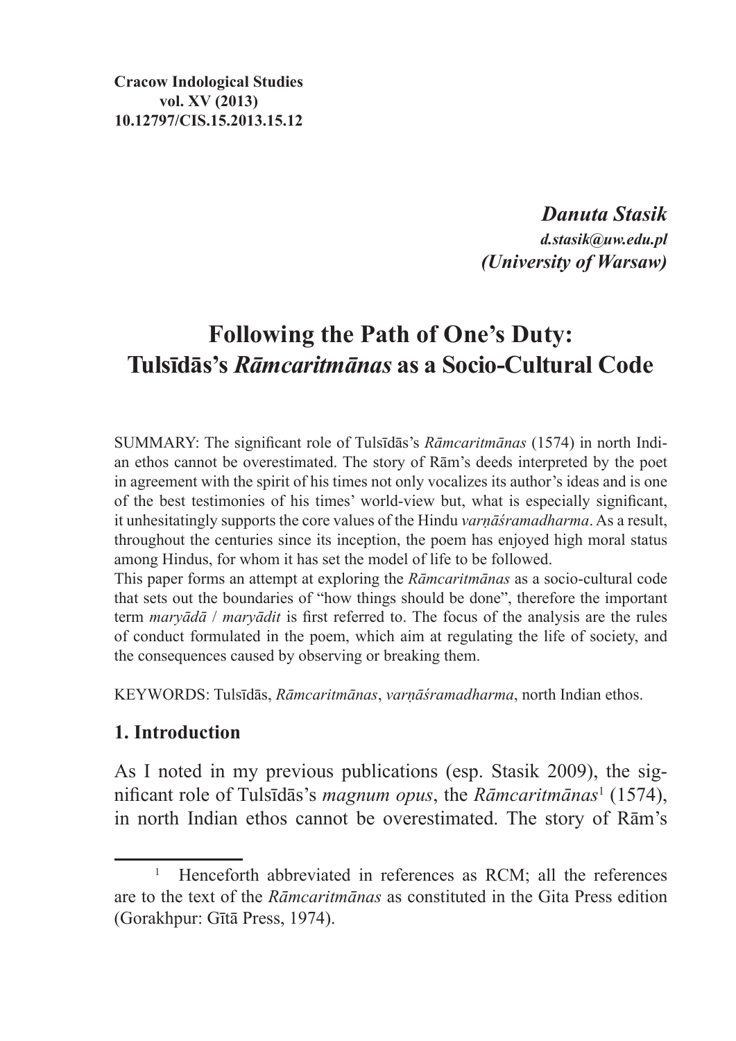**Cracow Indological Studies**
**vol. XV (2013)**
**10.12797/CIS.15.2013.15.12**

***Danuta Stasik***
***d.stasik@uw.edu.pl***
***(University of Warsaw)***

# Following the Path of One's Duty: Tulsīdās's *Rāmcaritmānas* as a Socio-Cultural Code

SUMMARY: The significant role of Tulsīdās's *Rāmcaritmānas* (1574) in north Indian ethos cannot be overestimated. The story of Rām's deeds interpreted by the poet in agreement with the spirit of his times not only vocalizes its author's ideas and is one of the best testimonies of his times' world-view but, what is especially significant, it unhesitatingly supports the core values of the Hindu *varṇāśramadharma*. As a result, throughout the centuries since its inception, the poem has enjoyed high moral status among Hindus, for whom it has set the model of life to be followed.

This paper forms an attempt at exploring the *Rāmcaritmānas* as a socio-cultural code that sets out the boundaries of "how things should be done", therefore the important term *maryādā* / *maryādit* is first referred to. The focus of the analysis are the rules of conduct formulated in the poem, which aim at regulating the life of society, and the consequences caused by observing or breaking them.

KEYWORDS: Tulsīdās, *Rāmcaritmānas*, *varṇāśramadharma*, north Indian ethos.

## 1. Introduction

As I noted in my previous publications (esp. Stasik 2009), the significant role of Tulsīdās's *magnum opus*, the *Rāmcaritmānas*[1] (1574), in north Indian ethos cannot be overestimated. The story of Rām's

[1] Henceforth abbreviated in references as RCM; all the references are to the text of the *Rāmcaritmānas* as constituted in the Gita Press edition (Gorakhpur: Gītā Press, 1974).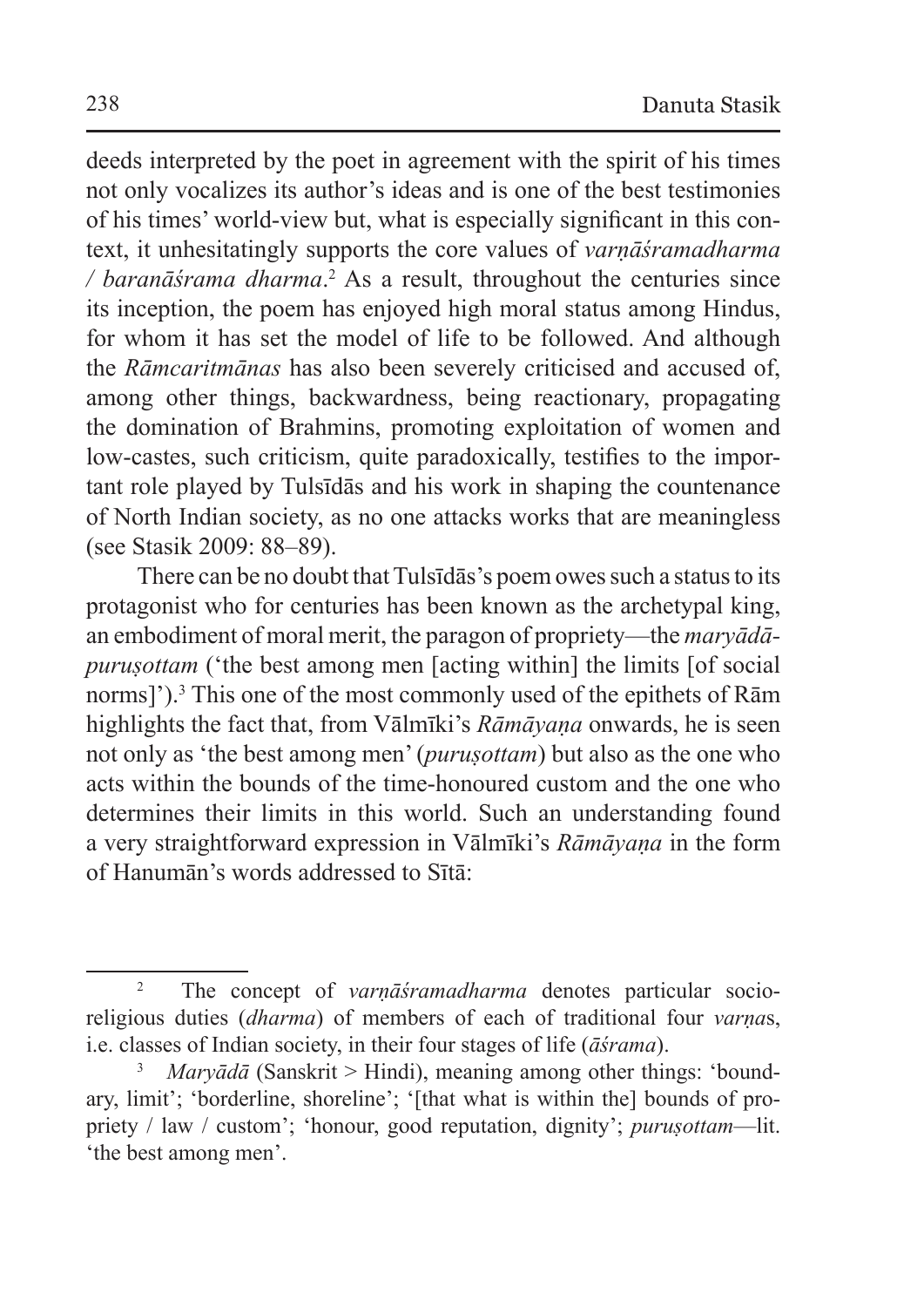deeds interpreted by the poet in agreement with the spirit of his times not only vocalizes its author's ideas and is one of the best testimonies of his times' world-view but, what is especially significant in this context, it unhesitatingly supports the core values of *varṇāśramadharma / baranāśrama dharma*.[2] As a result, throughout the centuries since its inception, the poem has enjoyed high moral status among Hindus, for whom it has set the model of life to be followed. And although the *Rāmcaritmānas* has also been severely criticised and accused of, among other things, backwardness, being reactionary, propagating the domination of Brahmins, promoting exploitation of women and low-castes, such criticism, quite paradoxically, testifies to the important role played by Tulsīdās and his work in shaping the countenance of North Indian society, as no one attacks works that are meaningless (see Stasik 2009: 88–89).

There can be no doubt that Tulsīdās's poem owes such a status to its protagonist who for centuries has been known as the archetypal king, an embodiment of moral merit, the paragon of propriety—the *maryādā-puruṣottam* ('the best among men [acting within] the limits [of social norms]').[3] This one of the most commonly used of the epithets of Rām highlights the fact that, from Vālmīki's *Rāmāyaṇa* onwards, he is seen not only as 'the best among men' (*puruṣottam*) but also as the one who acts within the bounds of the time-honoured custom and the one who determines their limits in this world. Such an understanding found a very straightforward expression in Vālmīki's *Rāmāyaṇa* in the form of Hanumān's words addressed to Sītā:

---

[2] The concept of *varṇāśramadharma* denotes particular socio-religious duties (*dharma*) of members of each of traditional four *varṇa*s, i.e. classes of Indian society, in their four stages of life (*āśrama*).

[3] *Maryādā* (Sanskrit > Hindi), meaning among other things: 'boundary, limit'; 'borderline, shoreline'; '[that what is within the] bounds of propriety / law / custom'; 'honour, good reputation, dignity'; *puruṣottam*—lit. 'the best among men'.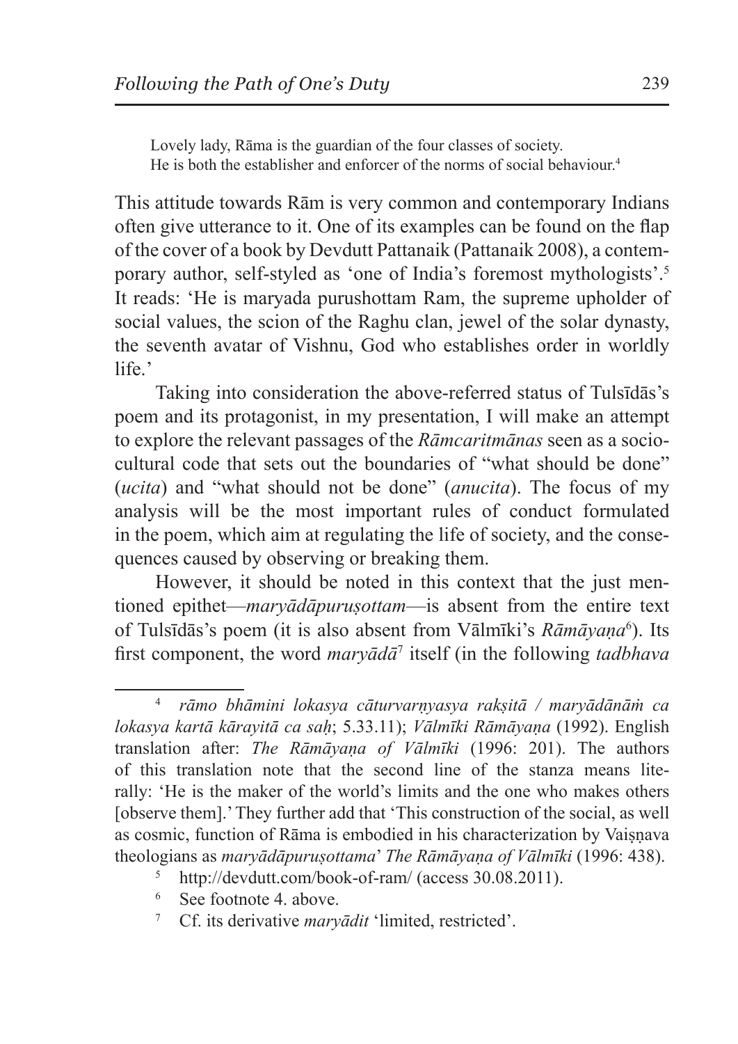> Lovely lady, Rāma is the guardian of the four classes of society.
> He is both the establisher and enforcer of the norms of social behaviour.[4]

This attitude towards Rām is very common and contemporary Indians often give utterance to it. One of its examples can be found on the flap of the cover of a book by Devdutt Pattanaik (Pattanaik 2008), a contemporary author, self-styled as 'one of India's foremost mythologists'.[5] It reads: 'He is maryada purushottam Ram, the supreme upholder of social values, the scion of the Raghu clan, jewel of the solar dynasty, the seventh avatar of Vishnu, God who establishes order in worldly life.'

Taking into consideration the above-referred status of Tulsīdās's poem and its protagonist, in my presentation, I will make an attempt to explore the relevant passages of the *Rāmcaritmānas* seen as a socio-cultural code that sets out the boundaries of "what should be done" (*ucita*) and "what should not be done" (*anucita*). The focus of my analysis will be the most important rules of conduct formulated in the poem, which aim at regulating the life of society, and the consequences caused by observing or breaking them.

However, it should be noted in this context that the just mentioned epithet—*maryādāpuruṣottam*—is absent from the entire text of Tulsīdās's poem (it is also absent from Vālmīki's *Rāmāyaṇa*[6]). Its first component, the word *maryādā*[7] itself (in the following *tadbhava*

---

[4] *rāmo bhāmini lokasya cāturvarṇyasya rakṣitā / maryādānāṁ ca lokasya kartā kārayitā ca saḥ*; 5.33.11); *Vālmīki Rāmāyaṇa* (1992). English translation after: *The Rāmāyaṇa of Vālmīki* (1996: 201). The authors of this translation note that the second line of the stanza means literally: 'He is the maker of the world's limits and the one who makes others [observe them].' They further add that 'This construction of the social, as well as cosmic, function of Rāma is embodied in his characterization by Vaiṣṇava theologians as *maryādāpuruṣottama*' *The Rāmāyaṇa of Vālmīki* (1996: 438).

[5] http://devdutt.com/book-of-ram/ (access 30.08.2011).

[6] See footnote 4. above.

[7] Cf. its derivative *maryādit* 'limited, restricted'.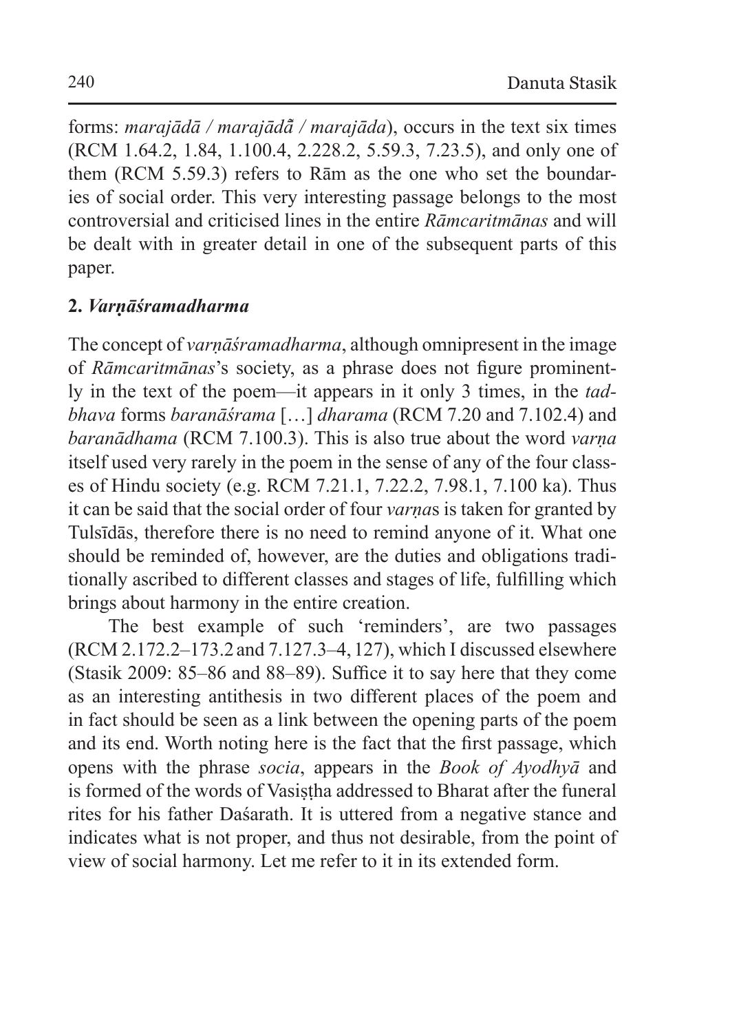forms: *marajādā / marajādā̃ / marajāda*), occurs in the text six times (RCM 1.64.2, 1.84, 1.100.4, 2.228.2, 5.59.3, 7.23.5), and only one of them (RCM 5.59.3) refers to Rām as the one who set the boundaries of social order. This very interesting passage belongs to the most controversial and criticised lines in the entire *Rāmcaritmānas* and will be dealt with in greater detail in one of the subsequent parts of this paper.

## 2. *Varṇāśramadharma*

The concept of *varṇāśramadharma*, although omnipresent in the image of *Rāmcaritmānas*'s society, as a phrase does not figure prominently in the text of the poem—it appears in it only 3 times, in the *tadbhava* forms *baranāśrama* […] *dharama* (RCM 7.20 and 7.102.4) and *baranādhama* (RCM 7.100.3). This is also true about the word *varṇa* itself used very rarely in the poem in the sense of any of the four classes of Hindu society (e.g. RCM 7.21.1, 7.22.2, 7.98.1, 7.100 ka). Thus it can be said that the social order of four *varṇa*s is taken for granted by Tulsīdās, therefore there is no need to remind anyone of it. What one should be reminded of, however, are the duties and obligations traditionally ascribed to different classes and stages of life, fulfilling which brings about harmony in the entire creation.

The best example of such 'reminders', are two passages (RCM 2.172.2–173.2 and 7.127.3–4, 127), which I discussed elsewhere (Stasik 2009: 85–86 and 88–89). Suffice it to say here that they come as an interesting antithesis in two different places of the poem and in fact should be seen as a link between the opening parts of the poem and its end. Worth noting here is the fact that the first passage, which opens with the phrase *socia*, appears in the *Book of Ayodhyā* and is formed of the words of Vasiṣṭha addressed to Bharat after the funeral rites for his father Daśarath. It is uttered from a negative stance and indicates what is not proper, and thus not desirable, from the point of view of social harmony. Let me refer to it in its extended form.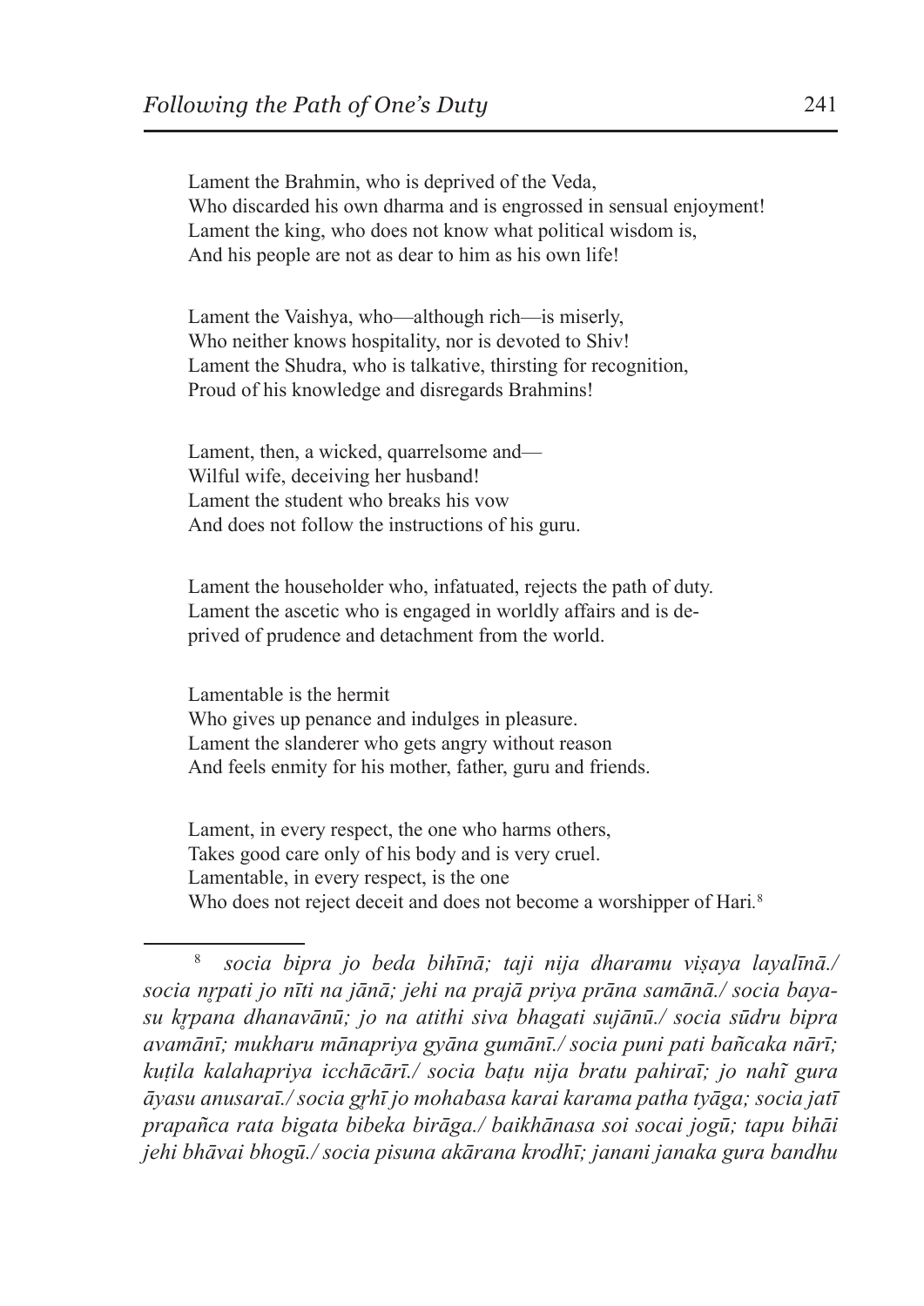Lament the Brahmin, who is deprived of the Veda,
Who discarded his own dharma and is engrossed in sensual enjoyment!
Lament the king, who does not know what political wisdom is,
And his people are not as dear to him as his own life!

Lament the Vaishya, who—although rich—is miserly,
Who neither knows hospitality, nor is devoted to Shiv!
Lament the Shudra, who is talkative, thirsting for recognition,
Proud of his knowledge and disregards Brahmins!

Lament, then, a wicked, quarrelsome and—
Wilful wife, deceiving her husband!
Lament the student who breaks his vow
And does not follow the instructions of his guru.

Lament the householder who, infatuated, rejects the path of duty.
Lament the ascetic who is engaged in worldly affairs and is deprived of prudence and detachment from the world.

Lamentable is the hermit
Who gives up penance and indulges in pleasure.
Lament the slanderer who gets angry without reason
And feels enmity for his mother, father, guru and friends.

Lament, in every respect, the one who harms others,
Takes good care only of his body and is very cruel.
Lamentable, in every respect, is the one
Who does not reject deceit and does not become a worshipper of Hari.[8]

---

[8] *socia bipra jo beda bihīnā; taji nija dharamu viṣaya layalīnā./ socia nr̥pati jo nīti na jānā; jehi na prajā priya prāna samānā./ socia bayasu kr̥pana dhanavānū; jo na atithi siva bhagati sujānū./ socia sūdru bipra avamānī; mukharu mānapriya gyāna gumānī./ socia puni pati bañcaka nārī; kuṭila kalahapriya icchācārī./ socia baṭu nija bratu pahiraī; jo nahĩ gura āyasu anusaraī./ socia gr̥hī jo mohabasa karai karama patha tyāga; socia jatī prapañca rata bigata bibeka birāga./ baikhānasa soi socai jogū; tapu bihāi jehi bhāvai bhogū./ socia pisuna akārana krodhī; janani janaka gura bandhu*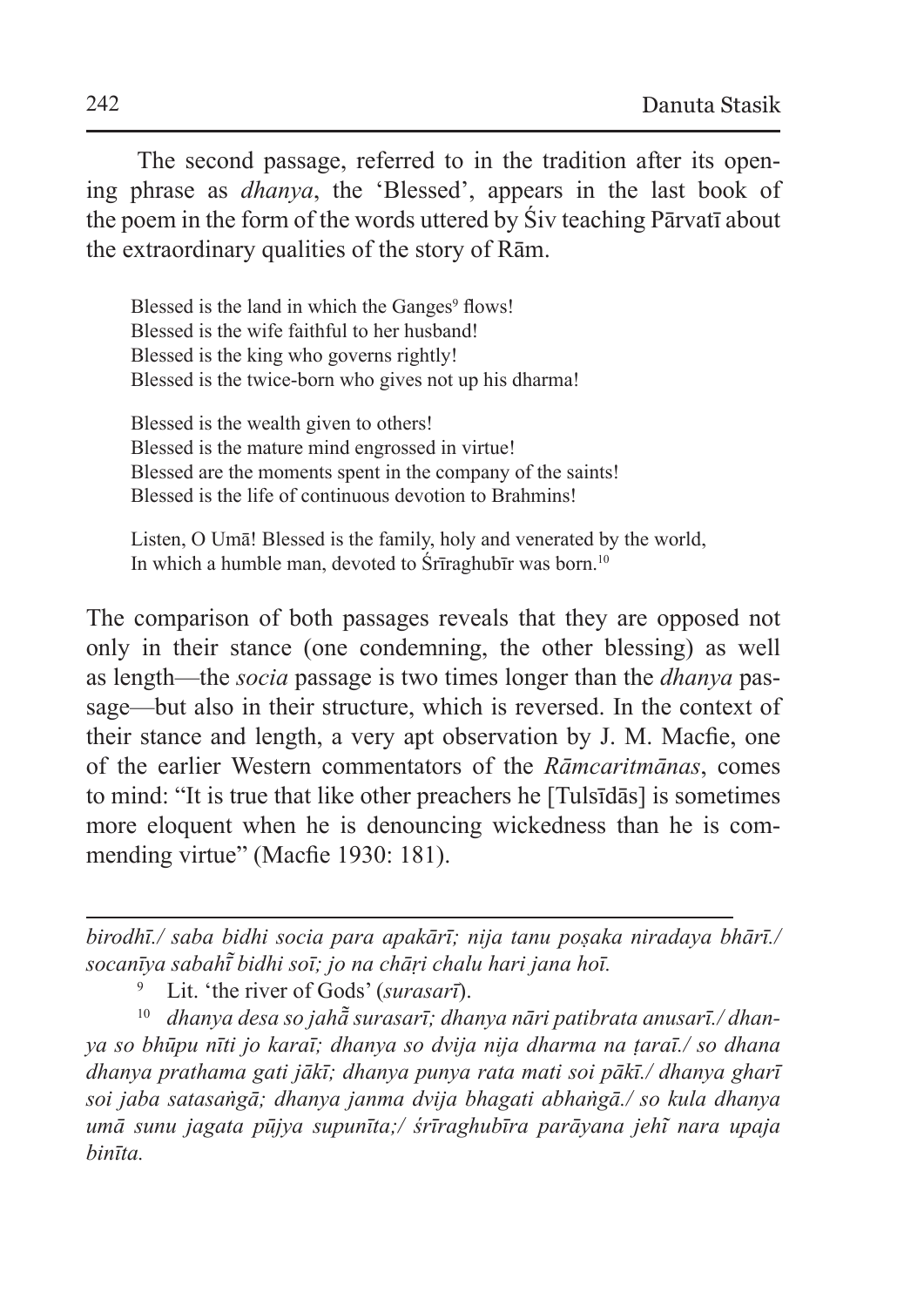The second passage, referred to in the tradition after its opening phrase as *dhanya*, the 'Blessed', appears in the last book of the poem in the form of the words uttered by Śiv teaching Pārvatī about the extraordinary qualities of the story of Rām.

> Blessed is the land in which the Ganges[9] flows!
> Blessed is the wife faithful to her husband!
> Blessed is the king who governs rightly!
> Blessed is the twice-born who gives not up his dharma!
>
> Blessed is the wealth given to others!
> Blessed is the mature mind engrossed in virtue!
> Blessed are the moments spent in the company of the saints!
> Blessed is the life of continuous devotion to Brahmins!
>
> Listen, O Umā! Blessed is the family, holy and venerated by the world,
> In which a humble man, devoted to Śrīraghubīr was born.[10]

The comparison of both passages reveals that they are opposed not only in their stance (one condemning, the other blessing) as well as length—the *socia* passage is two times longer than the *dhanya* passage—but also in their structure, which is reversed. In the context of their stance and length, a very apt observation by J. M. Macfie, one of the earlier Western commentators of the *Rāmcaritmānas*, comes to mind: "It is true that like other preachers he [Tulsīdās] is sometimes more eloquent when he is denouncing wickedness than he is commending virtue" (Macfie 1930: 181).

---

*birodhī./ saba bidhi socia para apakārī; nija tanu poṣaka niradaya bhārī./ socanīya sabahī̃ bidhi soī; jo na chāṛi chalu hari jana hoī.*

[9] Lit. 'the river of Gods' (*surasarī*).

[10] *dhanya desa so jahā̃ surasarī; dhanya nāri patibrata anusarī./ dhanya so bhūpu nīti jo karaī; dhanya so dvija nija dharma na ṭaraī./ so dhana dhanya prathama gati jākī; dhanya punya rata mati soi pākī./ dhanya gharī soi jaba satasaṅgā; dhanya janma dvija bhagati abhaṅgā./ so kula dhanya umā sunu jagata pūjya supunīta;/ śrīraghubīra parāyana jehĩ nara upaja binīta.*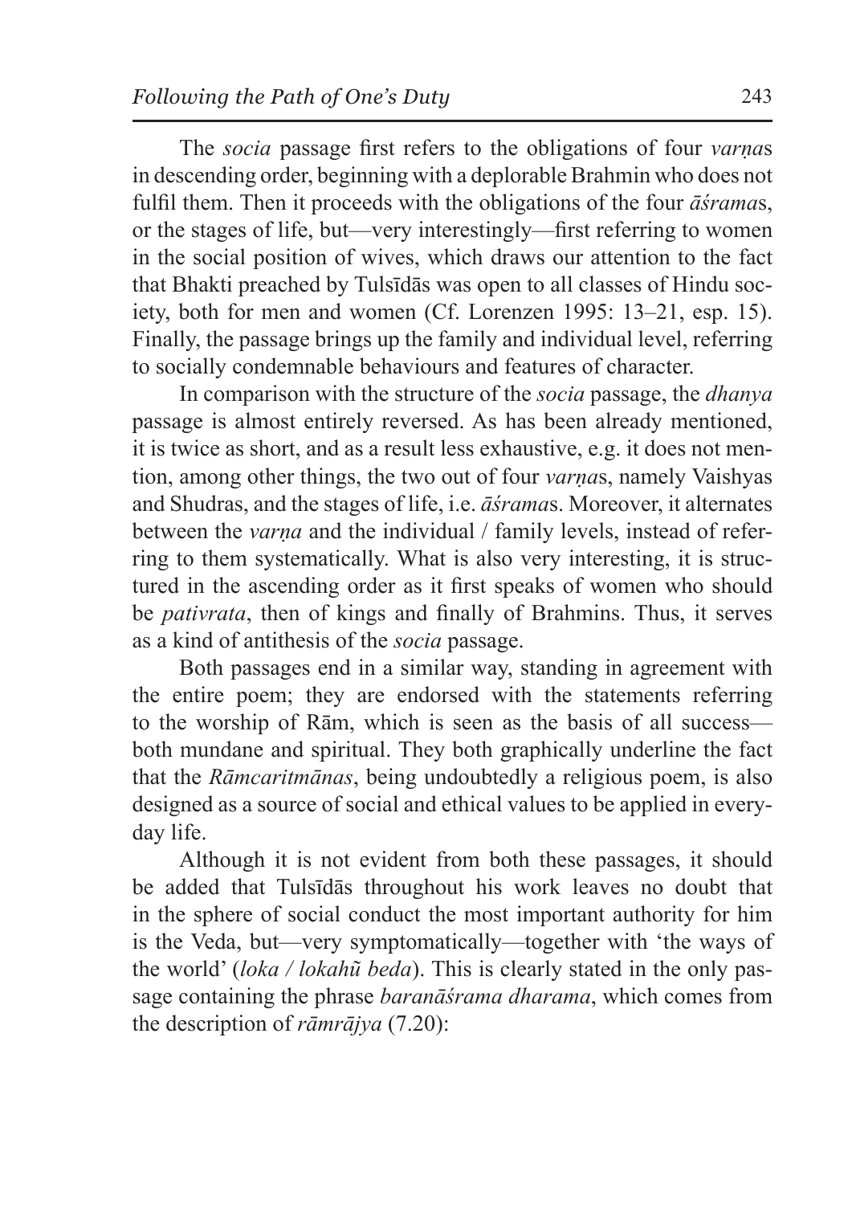The *socia* passage first refers to the obligations of four *varṇa*s in descending order, beginning with a deplorable Brahmin who does not fulfil them. Then it proceeds with the obligations of the four *āśrama*s, or the stages of life, but—very interestingly—first referring to women in the social position of wives, which draws our attention to the fact that Bhakti preached by Tulsīdās was open to all classes of Hindu society, both for men and women (Cf. Lorenzen 1995: 13–21, esp. 15). Finally, the passage brings up the family and individual level, referring to socially condemnable behaviours and features of character.

In comparison with the structure of the *socia* passage, the *dhanya* passage is almost entirely reversed. As has been already mentioned, it is twice as short, and as a result less exhaustive, e.g. it does not mention, among other things, the two out of four *varṇa*s, namely Vaishyas and Shudras, and the stages of life, i.e. *āśrama*s. Moreover, it alternates between the *varṇa* and the individual / family levels, instead of referring to them systematically. What is also very interesting, it is structured in the ascending order as it first speaks of women who should be *pativrata*, then of kings and finally of Brahmins. Thus, it serves as a kind of antithesis of the *socia* passage.

Both passages end in a similar way, standing in agreement with the entire poem; they are endorsed with the statements referring to the worship of Rām, which is seen as the basis of all success—both mundane and spiritual. They both graphically underline the fact that the *Rāmcaritmānas*, being undoubtedly a religious poem, is also designed as a source of social and ethical values to be applied in everyday life.

Although it is not evident from both these passages, it should be added that Tulsīdās throughout his work leaves no doubt that in the sphere of social conduct the most important authority for him is the Veda, but—very symptomatically—together with 'the ways of the world' (*loka / lokahũ beda*). This is clearly stated in the only passage containing the phrase *baranāśrama dharama*, which comes from the description of *rāmrājya* (7.20):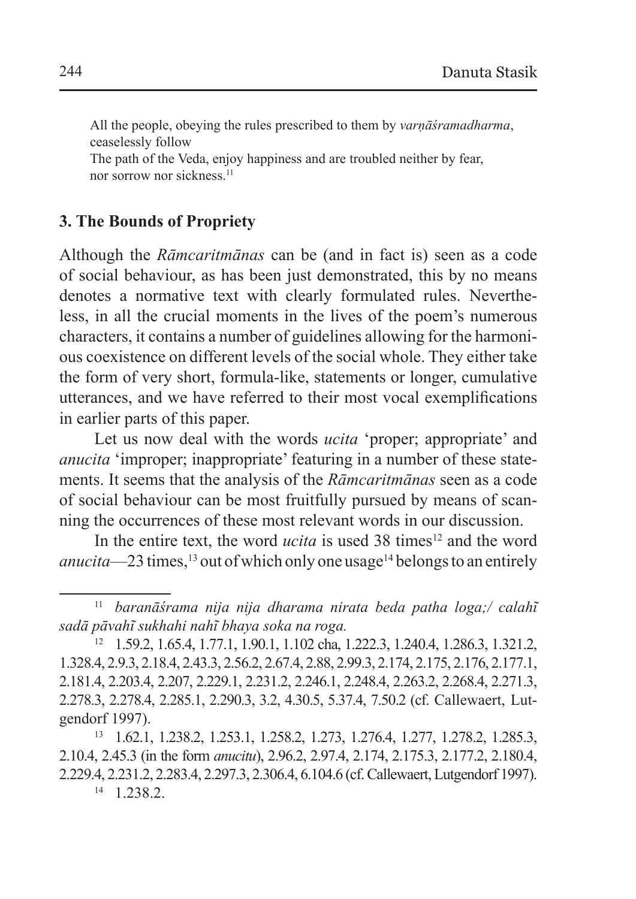All the people, obeying the rules prescribed to them by *varṇāśramadharma*, ceaselessly follow
The path of the Veda, enjoy happiness and are troubled neither by fear, nor sorrow nor sickness.[11]

## 3. The Bounds of Propriety

Although the *Rāmcaritmānas* can be (and in fact is) seen as a code of social behaviour, as has been just demonstrated, this by no means denotes a normative text with clearly formulated rules. Nevertheless, in all the crucial moments in the lives of the poem's numerous characters, it contains a number of guidelines allowing for the harmonious coexistence on different levels of the social whole. They either take the form of very short, formula-like, statements or longer, cumulative utterances, and we have referred to their most vocal exemplifications in earlier parts of this paper.

Let us now deal with the words *ucita* 'proper; appropriate' and *anucita* 'improper; inappropriate' featuring in a number of these statements. It seems that the analysis of the *Rāmcaritmānas* seen as a code of social behaviour can be most fruitfully pursued by means of scanning the occurrences of these most relevant words in our discussion.

In the entire text, the word *ucita* is used 38 times[12] and the word *anucita*—23 times,[13] out of which only one usage[14] belongs to an entirely

---

[11] *baranāśrama nija nija dharama nirata beda patha loga;/ calahĩ sadā pāvahĩ sukhahi nahĩ bhaya soka na roga.*

[12] 1.59.2, 1.65.4, 1.77.1, 1.90.1, 1.102 cha, 1.222.3, 1.240.4, 1.286.3, 1.321.2, 1.328.4, 2.9.3, 2.18.4, 2.43.3, 2.56.2, 2.67.4, 2.88, 2.99.3, 2.174, 2.175, 2.176, 2.177.1, 2.181.4, 2.203.4, 2.207, 2.229.1, 2.231.2, 2.246.1, 2.248.4, 2.263.2, 2.268.4, 2.271.3, 2.278.3, 2.278.4, 2.285.1, 2.290.3, 3.2, 4.30.5, 5.37.4, 7.50.2 (cf. Callewaert, Lutgendorf 1997).

[13] 1.62.1, 1.238.2, 1.253.1, 1.258.2, 1.273, 1.276.4, 1.277, 1.278.2, 1.285.3, 2.10.4, 2.45.3 (in the form *anucitu*), 2.96.2, 2.97.4, 2.174, 2.175.3, 2.177.2, 2.180.4, 2.229.4, 2.231.2, 2.283.4, 2.297.3, 2.306.4, 6.104.6 (cf. Callewaert, Lutgendorf 1997).

[14] 1.238.2.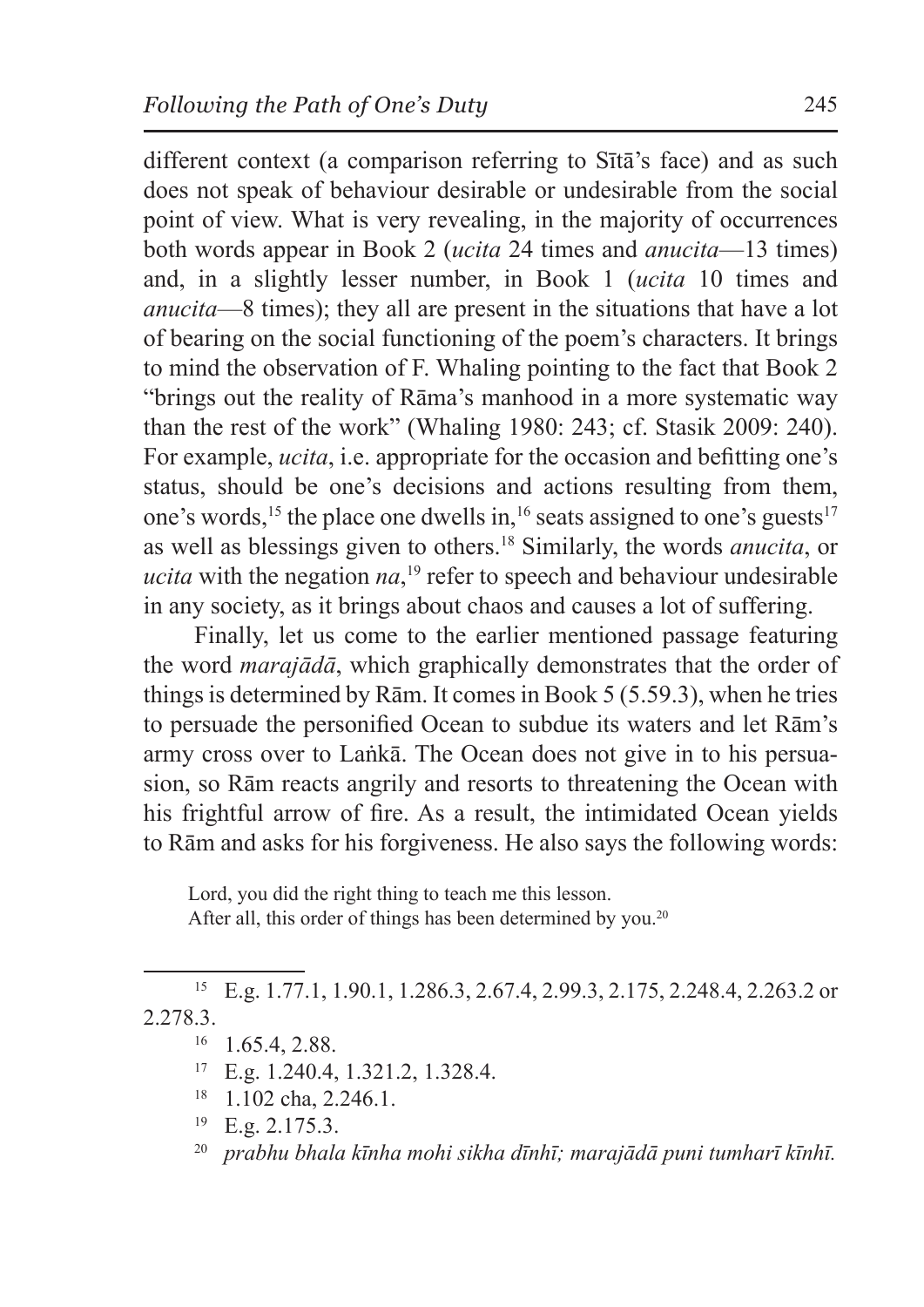different context (a comparison referring to Sītā's face) and as such does not speak of behaviour desirable or undesirable from the social point of view. What is very revealing, in the majority of occurrences both words appear in Book 2 (*ucita* 24 times and *anucita*—13 times) and, in a slightly lesser number, in Book 1 (*ucita* 10 times and *anucita*—8 times); they all are present in the situations that have a lot of bearing on the social functioning of the poem's characters. It brings to mind the observation of F. Whaling pointing to the fact that Book 2 "brings out the reality of Rāma's manhood in a more systematic way than the rest of the work" (Whaling 1980: 243; cf. Stasik 2009: 240). For example, *ucita*, i.e. appropriate for the occasion and befitting one's status, should be one's decisions and actions resulting from them, one's words,[15] the place one dwells in,[16] seats assigned to one's guests[17] as well as blessings given to others.[18] Similarly, the words *anucita*, or *ucita* with the negation *na*,[19] refer to speech and behaviour undesirable in any society, as it brings about chaos and causes a lot of suffering.

Finally, let us come to the earlier mentioned passage featuring the word *marajādā*, which graphically demonstrates that the order of things is determined by Rām. It comes in Book 5 (5.59.3), when he tries to persuade the personified Ocean to subdue its waters and let Rām's army cross over to Laṅkā. The Ocean does not give in to his persuasion, so Rām reacts angrily and resorts to threatening the Ocean with his frightful arrow of fire. As a result, the intimidated Ocean yields to Rām and asks for his forgiveness. He also says the following words:

> Lord, you did the right thing to teach me this lesson.
> After all, this order of things has been determined by you.[20]

---

[15] E.g. 1.77.1, 1.90.1, 1.286.3, 2.67.4, 2.99.3, 2.175, 2.248.4, 2.263.2 or 2.278.3.

[16] 1.65.4, 2.88.

[17] E.g. 1.240.4, 1.321.2, 1.328.4.

[18] 1.102 cha, 2.246.1.

[19] E.g. 2.175.3.

[20] *prabhu bhala kīnha mohi sikha dīnhī; marajādā puni tumharī kīnhī.*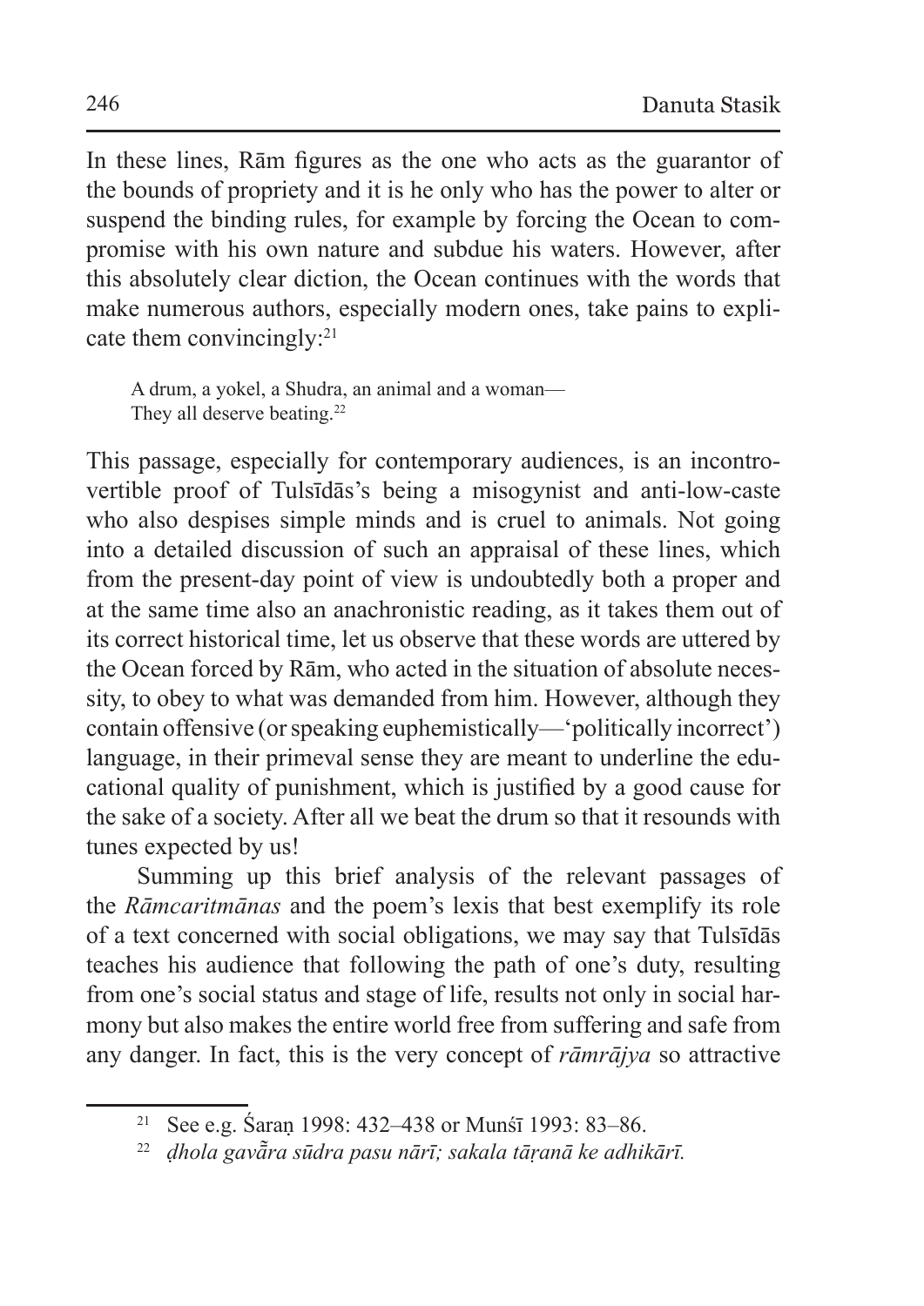In these lines, Rām figures as the one who acts as the guarantor of the bounds of propriety and it is he only who has the power to alter or suspend the binding rules, for example by forcing the Ocean to compromise with his own nature and subdue his waters. However, after this absolutely clear diction, the Ocean continues with the words that make numerous authors, especially modern ones, take pains to explicate them convincingly:[21]

> A drum, a yokel, a Shudra, an animal and a woman—
> They all deserve beating.[22]

This passage, especially for contemporary audiences, is an incontrovertible proof of Tulsīdās's being a misogynist and anti-low-caste who also despises simple minds and is cruel to animals. Not going into a detailed discussion of such an appraisal of these lines, which from the present-day point of view is undoubtedly both a proper and at the same time also an anachronistic reading, as it takes them out of its correct historical time, let us observe that these words are uttered by the Ocean forced by Rām, who acted in the situation of absolute necessity, to obey to what was demanded from him. However, although they contain offensive (or speaking euphemistically—'politically incorrect') language, in their primeval sense they are meant to underline the educational quality of punishment, which is justified by a good cause for the sake of a society. After all we beat the drum so that it resounds with tunes expected by us!

Summing up this brief analysis of the relevant passages of the *Rāmcaritmānas* and the poem's lexis that best exemplify its role of a text concerned with social obligations, we may say that Tulsīdās teaches his audience that following the path of one's duty, resulting from one's social status and stage of life, results not only in social harmony but also makes the entire world free from suffering and safe from any danger. In fact, this is the very concept of *rāmrājya* so attractive

---

[21] See e.g. Śaraṇ 1998: 432–438 or Munśī 1993: 83–86.

[22] *ḍhola gavā̃ra sūdra pasu nārī; sakala tāṛanā ke adhikārī.*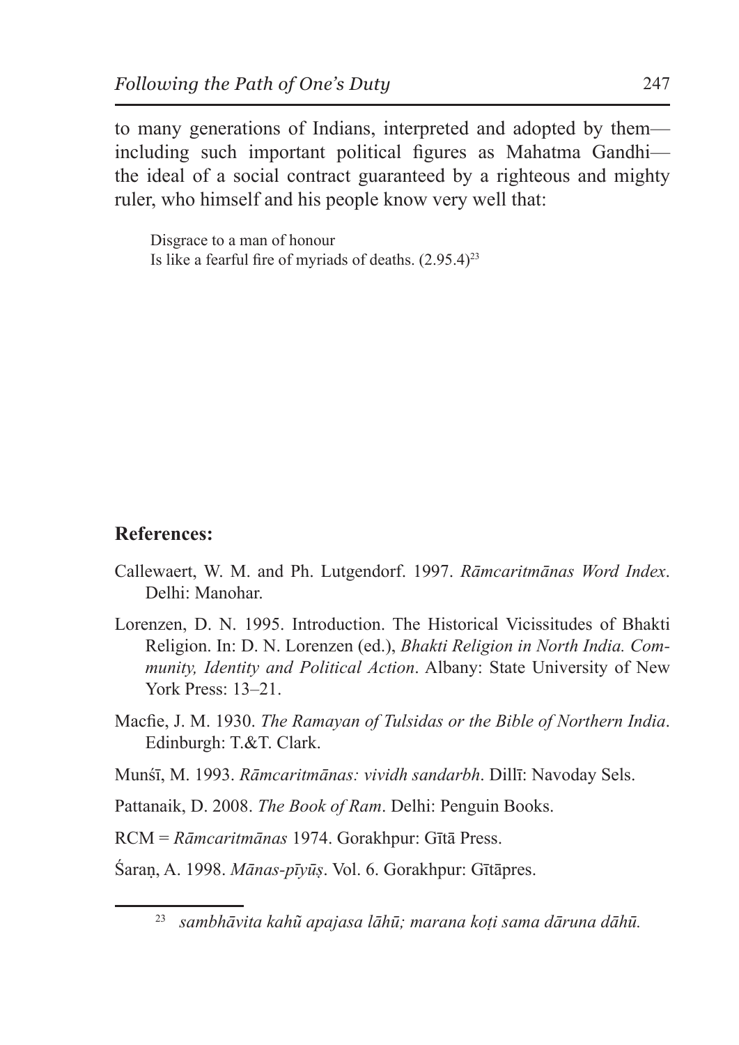to many generations of Indians, interpreted and adopted by them—including such important political figures as Mahatma Gandhi—the ideal of a social contract guaranteed by a righteous and mighty ruler, who himself and his people know very well that:

> Disgrace to a man of honour
> Is like a fearful fire of myriads of deaths. (2.95.4)[23]

## References:

Callewaert, W. M. and Ph. Lutgendorf. 1997. *Rāmcaritmānas Word Index*. Delhi: Manohar.

Lorenzen, D. N. 1995. Introduction. The Historical Vicissitudes of Bhakti Religion. In: D. N. Lorenzen (ed.), *Bhakti Religion in North India. Community, Identity and Political Action*. Albany: State University of New York Press: 13–21.

Macfie, J. M. 1930. *The Ramayan of Tulsidas or the Bible of Northern India*. Edinburgh: T.&T. Clark.

Munśī, M. 1993. *Rāmcaritmānas: vividh sandarbh*. Dillī: Navoday Sels.

Pattanaik, D. 2008. *The Book of Ram*. Delhi: Penguin Books.

RCM = *Rāmcaritmānas* 1974. Gorakhpur: Gītā Press.

Śaraṇ, A. 1998. *Mānas-pīyūṣ*. Vol. 6. Gorakhpur: Gītāpres.

---

[23] *sambhāvita kahũ apajasa lāhū; marana koṭi sama dāruna dāhū.*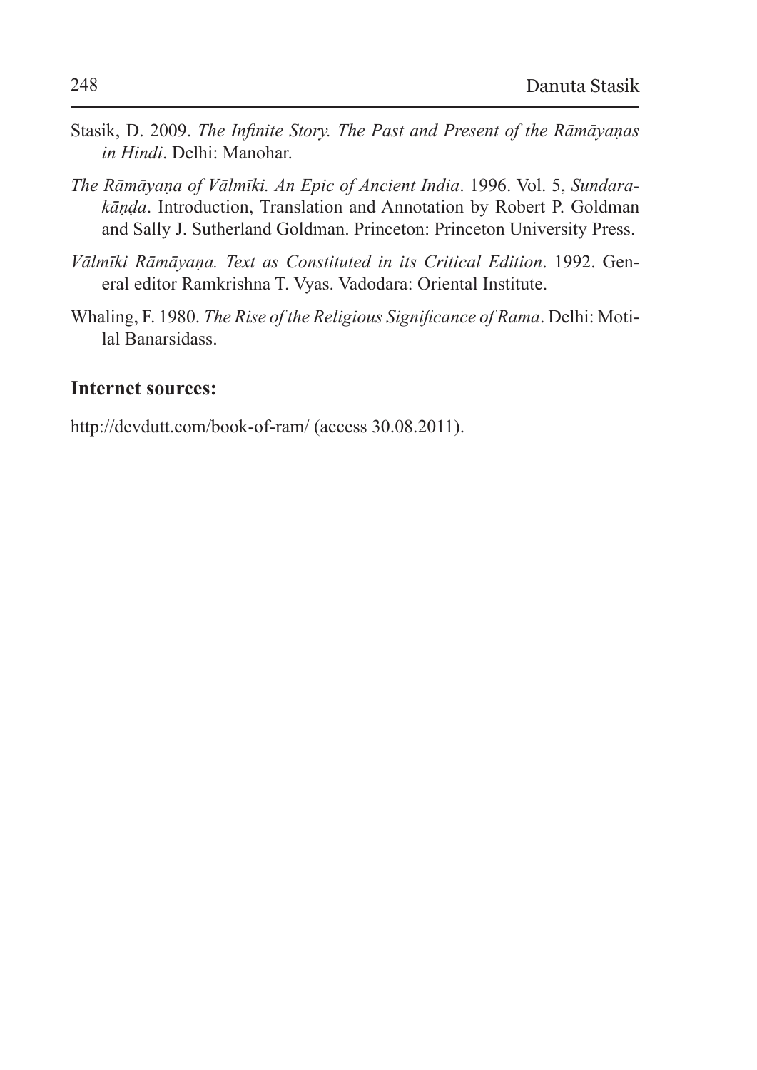Stasik, D. 2009. *The Infinite Story. The Past and Present of the Rāmāyaṇas in Hindi*. Delhi: Manohar.

*The Rāmāyaṇa of Vālmīki. An Epic of Ancient India*. 1996. Vol. 5, *Sundarakāṇḍa*. Introduction, Translation and Annotation by Robert P. Goldman and Sally J. Sutherland Goldman. Princeton: Princeton University Press.

*Vālmīki Rāmāyaṇa. Text as Constituted in its Critical Edition*. 1992. General editor Ramkrishna T. Vyas. Vadodara: Oriental Institute.

Whaling, F. 1980. *The Rise of the Religious Significance of Rama*. Delhi: Motilal Banarsidass.

## Internet sources:

http://devdutt.com/book-of-ram/ (access 30.08.2011).